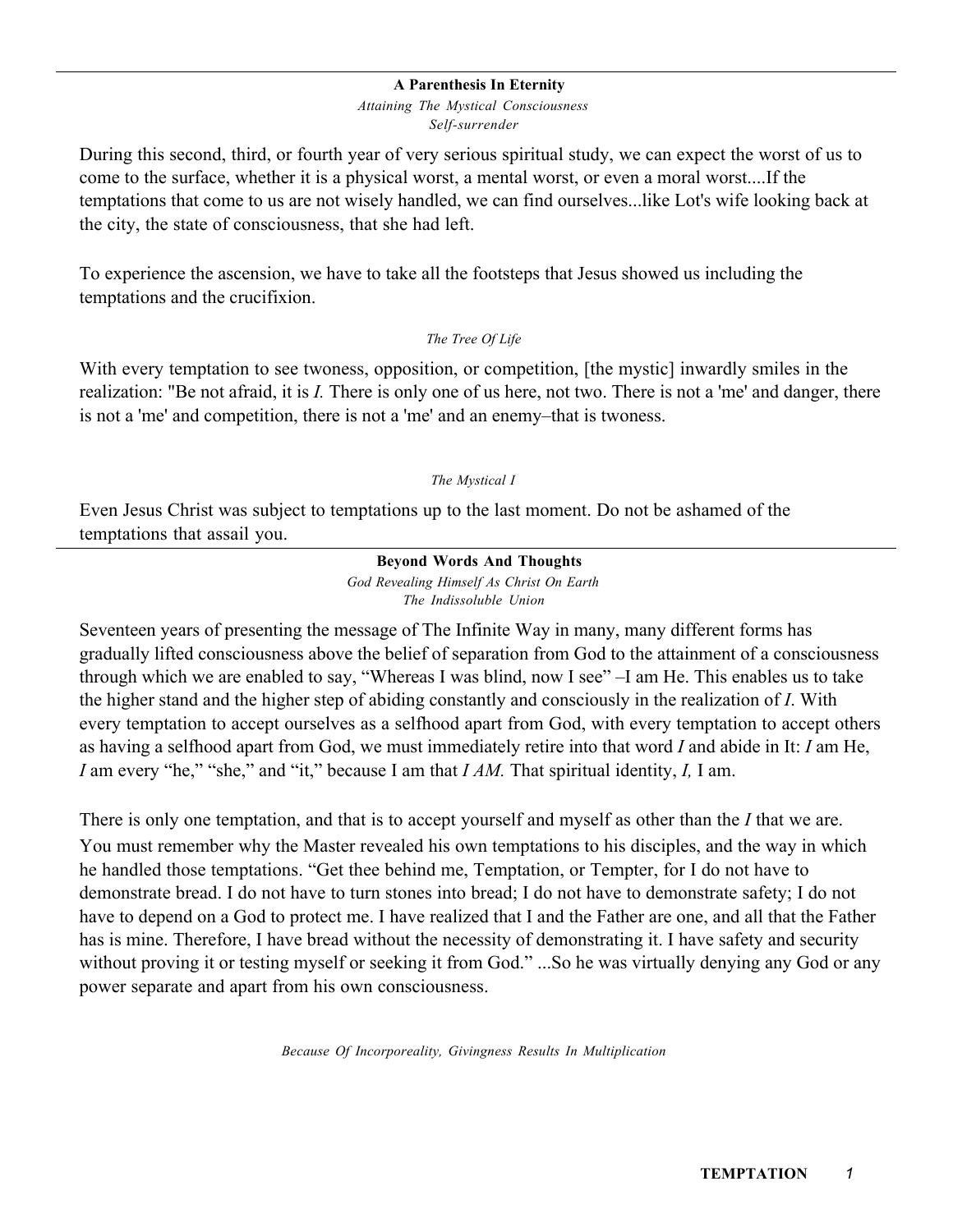**A Parenthesis In Eternity**

*Attaining The Mystical Consciousness*

*Self-surrender*

During this second, third, or fourth year of very serious spiritual study, we can expect the worst of us to come to the surface, whether it is a physical worst, a mental worst, or even a moral worst....If the temptations that come to us are not wisely handled, we can find ourselves...like Lot's wife looking back at the city, the state of consciousness, that she had left.

To experience the ascension, we have to take all the footsteps that Jesus showed us including the temptations and the crucifixion.

*The Tree Of Life*

With every temptation to see twoness, opposition, or competition, [the mystic] inwardly smiles in the realization: "Be not afraid, it is *I.* There is only one of us here, not two. There is not a 'me' and danger, there is not a 'me' and competition, there is not a 'me' and an enemy–that is twoness.

*The Mystical I*

Even Jesus Christ was subject to temptations up to the last moment. Do not be ashamed of the temptations that assail you.

---

**Beyond Words And Thoughts**

*God Revealing Himself As Christ On Earth*

*The Indissoluble Union*

Seventeen years of presenting the message of The Infinite Way in many, many different forms has gradually lifted consciousness above the belief of separation from God to the attainment of a consciousness through which we are enabled to say, "Whereas I was blind, now I see" –I am He. This enables us to take the higher stand and the higher step of abiding constantly and consciously in the realization of *I*. With every temptation to accept ourselves as a selfhood apart from God, with every temptation to accept others as having a selfhood apart from God, we must immediately retire into that word *I* and abide in It: *I* am He, *I* am every "he," "she," and "it," because I am that *I AM.* That spiritual identity, *I,* I am.

There is only one temptation, and that is to accept yourself and myself as other than the *I* that we are.

You must remember why the Master revealed his own temptations to his disciples, and the way in which he handled those temptations. "Get thee behind me, Temptation, or Tempter, for I do not have to demonstrate bread. I do not have to turn stones into bread; I do not have to demonstrate safety; I do not have to depend on a God to protect me. I have realized that I and the Father are one, and all that the Father has is mine. Therefore, I have bread without the necessity of demonstrating it. I have safety and security without proving it or testing myself or seeking it from God." ...So he was virtually denying any God or any power separate and apart from his own consciousness.

*Because Of Incorporeality, Givingness Results In Multiplication*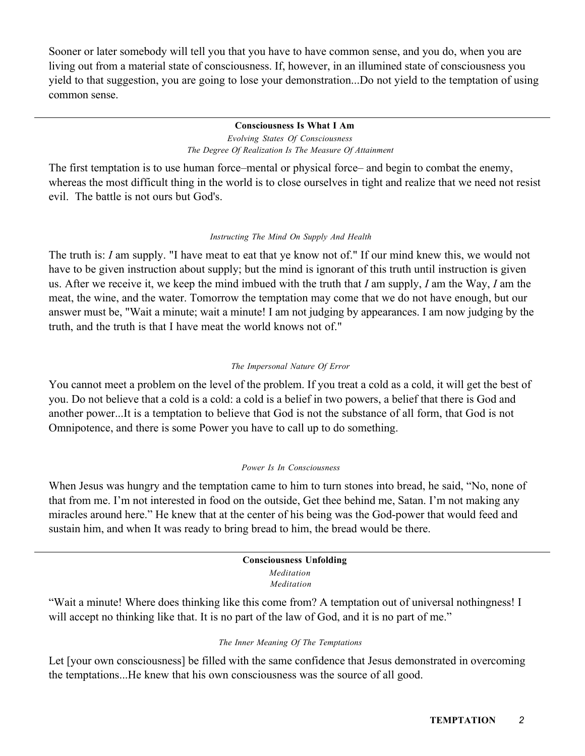Sooner or later somebody will tell you that you have to have common sense, and you do, when you are living out from a material state of consciousness. If, however, in an illumined state of consciousness you yield to that suggestion, you are going to lose your demonstration...Do not yield to the temptation of using common sense.

---

**Consciousness Is What I Am**

*Evolving States Of Consciousness*

*The Degree Of Realization Is The Measure Of Attainment*

The first temptation is to use human force–mental or physical force– and begin to combat the enemy, whereas the most difficult thing in the world is to close ourselves in tight and realize that we need not resist evil. The battle is not ours but God's.

*Instructing The Mind On Supply And Health*

The truth is: *I* am supply. "I have meat to eat that ye know not of." If our mind knew this, we would not have to be given instruction about supply; but the mind is ignorant of this truth until instruction is given us. After we receive it, we keep the mind imbued with the truth that *I* am supply, *I* am the Way, *I* am the meat, the wine, and the water. Tomorrow the temptation may come that we do not have enough, but our answer must be, "Wait a minute; wait a minute! I am not judging by appearances. I am now judging by the truth, and the truth is that I have meat the world knows not of."

*The Impersonal Nature Of Error*

You cannot meet a problem on the level of the problem. If you treat a cold as a cold, it will get the best of you. Do not believe that a cold is a cold: a cold is a belief in two powers, a belief that there is God and another power...It is a temptation to believe that God is not the substance of all form, that God is not Omnipotence, and there is some Power you have to call up to do something.

*Power Is In Consciousness*

When Jesus was hungry and the temptation came to him to turn stones into bread, he said, "No, none of that from me. I'm not interested in food on the outside, Get thee behind me, Satan. I'm not making any miracles around here." He knew that at the center of his being was the God-power that would feed and sustain him, and when It was ready to bring bread to him, the bread would be there.

---

**Consciousness Unfolding**

*Meditation*

*Meditation*

"Wait a minute! Where does thinking like this come from? A temptation out of universal nothingness! I will accept no thinking like that. It is no part of the law of God, and it is no part of me."

*The Inner Meaning Of The Temptations*

Let [your own consciousness] be filled with the same confidence that Jesus demonstrated in overcoming the temptations...He knew that his own consciousness was the source of all good.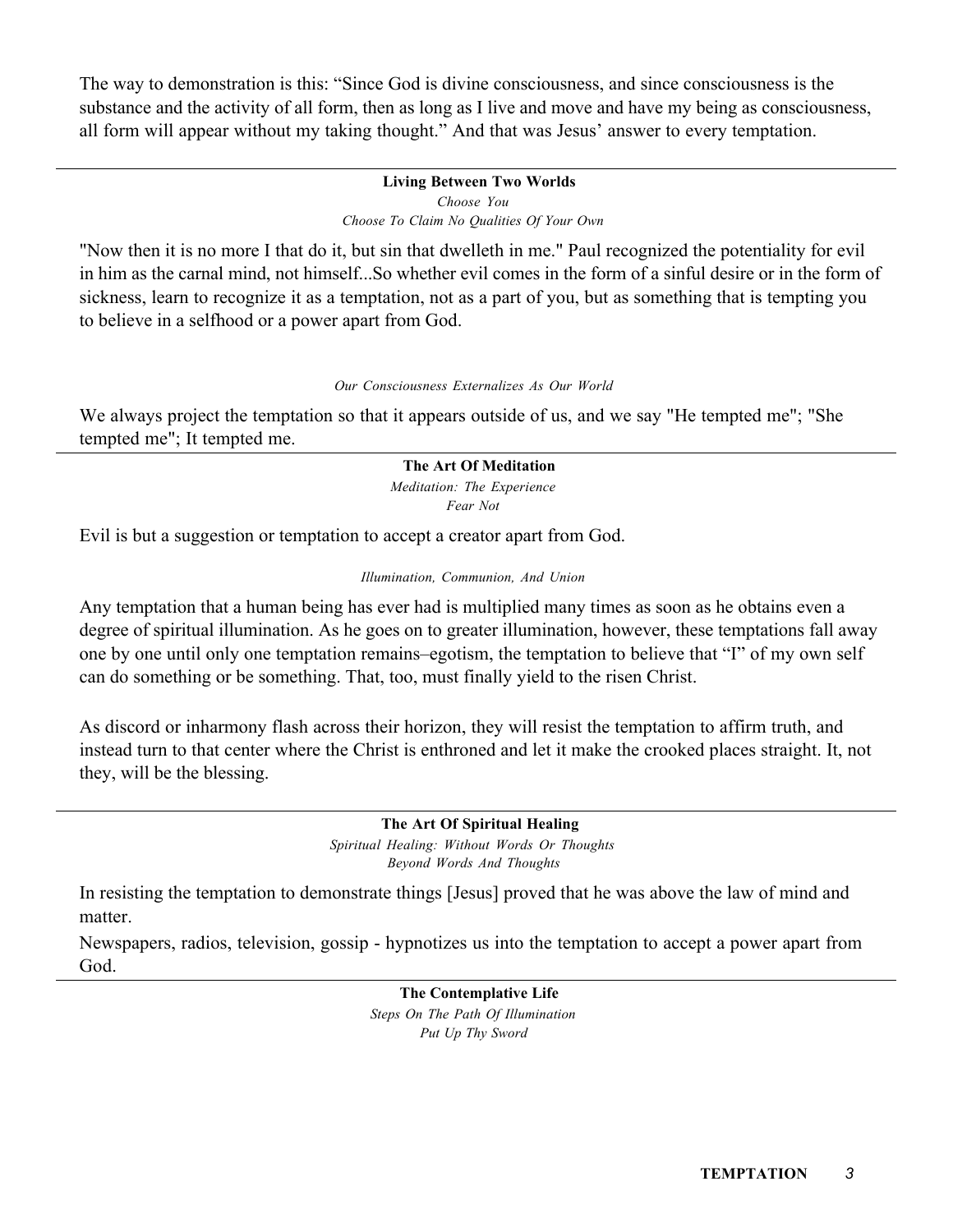The way to demonstration is this: "Since God is divine consciousness, and since consciousness is the substance and the activity of all form, then as long as I live and move and have my being as consciousness, all form will appear without my taking thought." And that was Jesus' answer to every temptation.

---

**Living Between Two Worlds**

*Choose You*

*Choose To Claim No Qualities Of Your Own*

"Now then it is no more I that do it, but sin that dwelleth in me." Paul recognized the potentiality for evil in him as the carnal mind, not himself...So whether evil comes in the form of a sinful desire or in the form of sickness, learn to recognize it as a temptation, not as a part of you, but as something that is tempting you to believe in a selfhood or a power apart from God.

*Our Consciousness Externalizes As Our World*

We always project the temptation so that it appears outside of us, and we say "He tempted me"; "She tempted me"; It tempted me.

---

**The Art Of Meditation**

*Meditation: The Experience*

*Fear Not*

Evil is but a suggestion or temptation to accept a creator apart from God.

*Illumination, Communion, And Union*

Any temptation that a human being has ever had is multiplied many times as soon as he obtains even a degree of spiritual illumination. As he goes on to greater illumination, however, these temptations fall away one by one until only one temptation remains–egotism, the temptation to believe that "I" of my own self can do something or be something. That, too, must finally yield to the risen Christ.

As discord or inharmony flash across their horizon, they will resist the temptation to affirm truth, and instead turn to that center where the Christ is enthroned and let it make the crooked places straight. It, not they, will be the blessing.

---

**The Art Of Spiritual Healing**

*Spiritual Healing: Without Words Or Thoughts*

*Beyond Words And Thoughts*

In resisting the temptation to demonstrate things [Jesus] proved that he was above the law of mind and matter.

Newspapers, radios, television, gossip - hypnotizes us into the temptation to accept a power apart from God.

---

**The Contemplative Life**

*Steps On The Path Of Illumination*

*Put Up Thy Sword*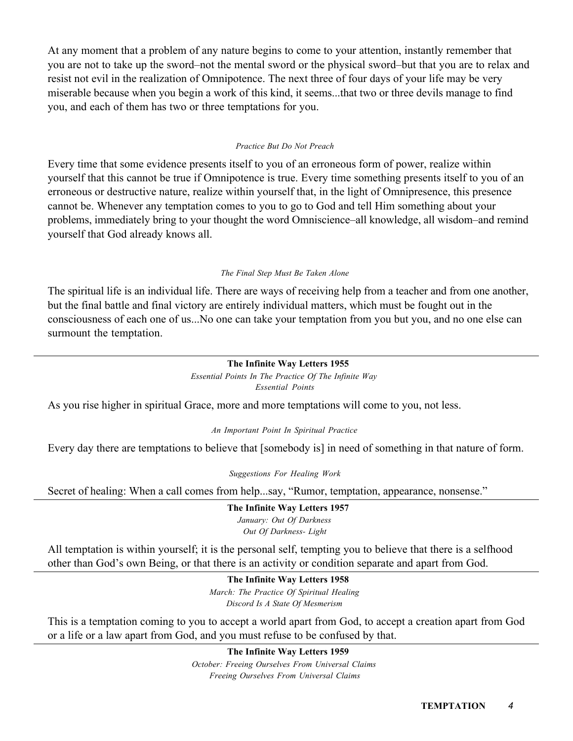At any moment that a problem of any nature begins to come to your attention, instantly remember that you are not to take up the sword–not the mental sword or the physical sword–but that you are to relax and resist not evil in the realization of Omnipotence. The next three of four days of your life may be very miserable because when you begin a work of this kind, it seems...that two or three devils manage to find you, and each of them has two or three temptations for you.

*Practice But Do Not Preach*

Every time that some evidence presents itself to you of an erroneous form of power, realize within yourself that this cannot be true if Omnipotence is true. Every time something presents itself to you of an erroneous or destructive nature, realize within yourself that, in the light of Omnipresence, this presence cannot be. Whenever any temptation comes to you to go to God and tell Him something about your problems, immediately bring to your thought the word Omniscience–all knowledge, all wisdom–and remind yourself that God already knows all.

*The Final Step Must Be Taken Alone*

The spiritual life is an individual life. There are ways of receiving help from a teacher and from one another, but the final battle and final victory are entirely individual matters, which must be fought out in the consciousness of each one of us...No one can take your temptation from you but you, and no one else can surmount the temptation.

---

**The Infinite Way Letters 1955**

*Essential Points In The Practice Of The Infinite Way*

*Essential Points*

As you rise higher in spiritual Grace, more and more temptations will come to you, not less.

*An Important Point In Spiritual Practice*

Every day there are temptations to believe that [somebody is] in need of something in that nature of form.

*Suggestions For Healing Work*

Secret of healing: When a call comes from help...say, "Rumor, temptation, appearance, nonsense."

---

**The Infinite Way Letters 1957**

*January: Out Of Darkness*

*Out Of Darkness- Light*

All temptation is within yourself; it is the personal self, tempting you to believe that there is a selfhood other than God's own Being, or that there is an activity or condition separate and apart from God.

---

**The Infinite Way Letters 1958**

*March: The Practice Of Spiritual Healing*

*Discord Is A State Of Mesmerism*

This is a temptation coming to you to accept a world apart from God, to accept a creation apart from God or a life or a law apart from God, and you must refuse to be confused by that.

---

**The Infinite Way Letters 1959**

*October: Freeing Ourselves From Universal Claims*

*Freeing Ourselves From Universal Claims*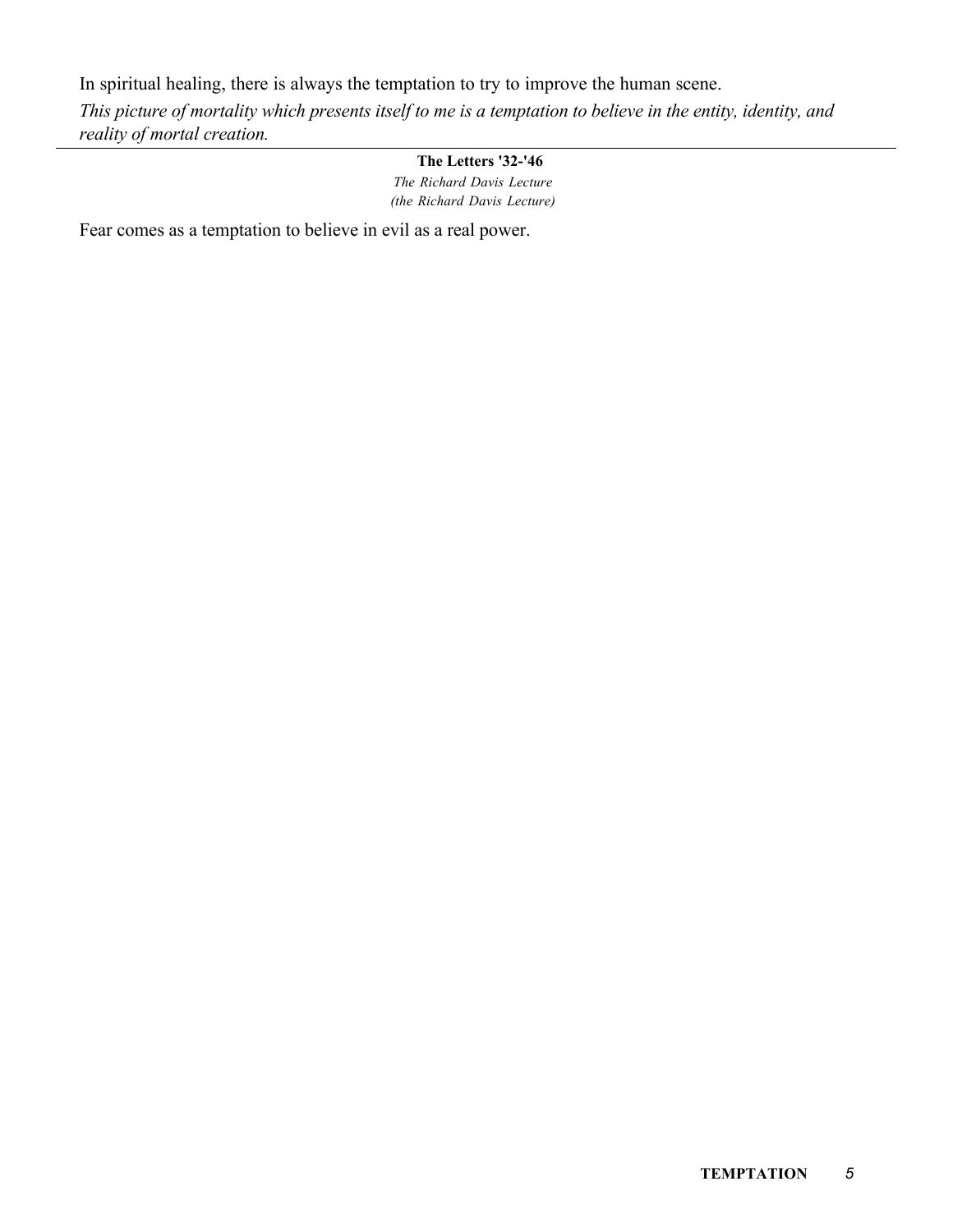In spiritual healing, there is always the temptation to try to improve the human scene.

*This picture of mortality which presents itself to me is a temptation to believe in the entity, identity, and reality of mortal creation.*

---

**The Letters '32-'46**

*The Richard Davis Lecture*

*(the Richard Davis Lecture)*

Fear comes as a temptation to believe in evil as a real power.